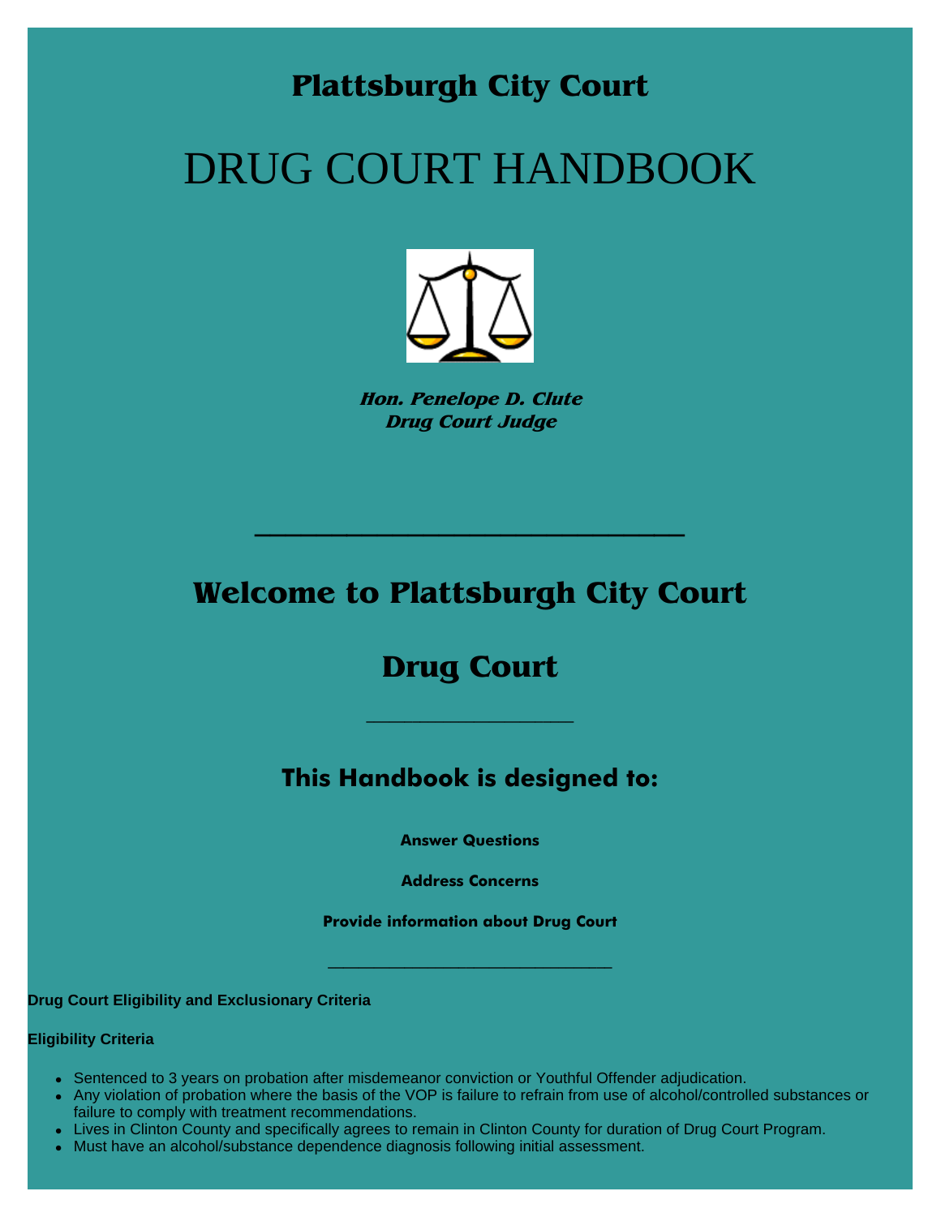# Plattsburgh City Court

# DRUG COURT HANDBOOK

***Hon. Penelope D. Clute***
***Drug Court Judge***

---

## Welcome to Plattsburgh City Court

## Drug Court

---

### This Handbook is designed to:

**Answer Questions**

**Address Concerns**

**Provide information about Drug Court**

---

**Drug Court Eligibility and Exclusionary Criteria**

**Eligibility Criteria**

- Sentenced to 3 years on probation after misdemeanor conviction or Youthful Offender adjudication.
- Any violation of probation where the basis of the VOP is failure to refrain from use of alcohol/controlled substances or failure to comply with treatment recommendations.
- Lives in Clinton County and specifically agrees to remain in Clinton County for duration of Drug Court Program.
- Must have an alcohol/substance dependence diagnosis following initial assessment.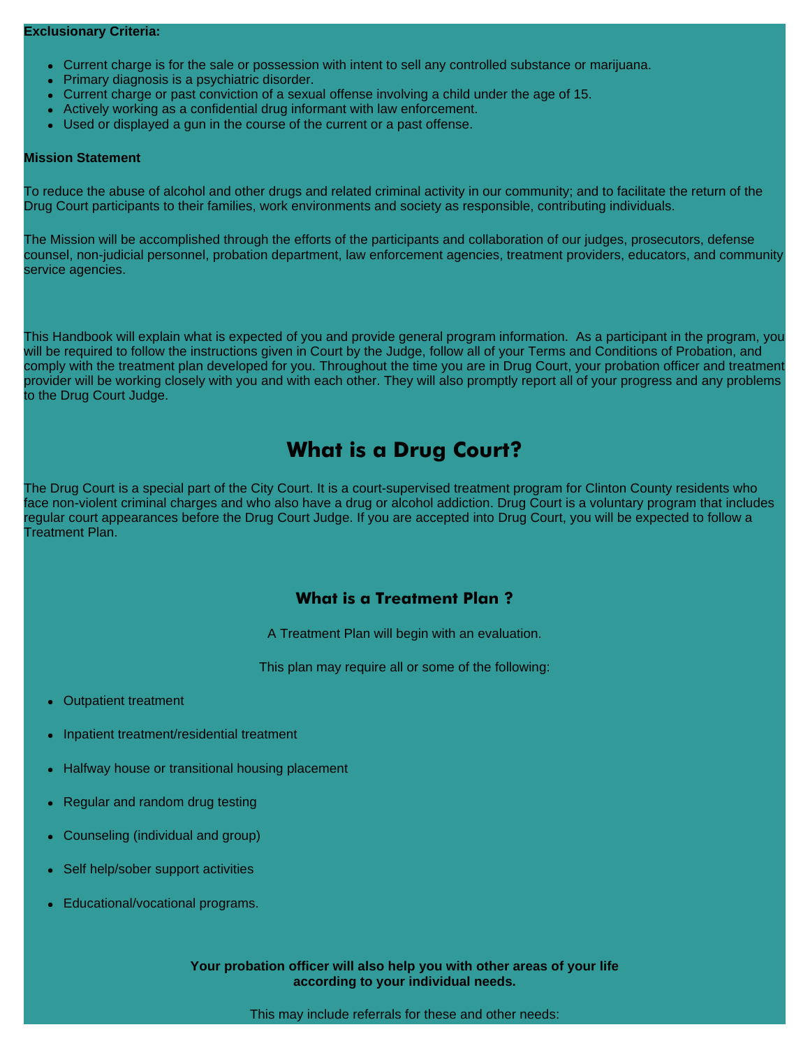**Exclusionary Criteria:**

- Current charge is for the sale or possession with intent to sell any controlled substance or marijuana.
- Primary diagnosis is a psychiatric disorder.
- Current charge or past conviction of a sexual offense involving a child under the age of 15.
- Actively working as a confidential drug informant with law enforcement.
- Used or displayed a gun in the course of the current or a past offense.

**Mission Statement**

To reduce the abuse of alcohol and other drugs and related criminal activity in our community; and to facilitate the return of the Drug Court participants to their families, work environments and society as responsible, contributing individuals.

The Mission will be accomplished through the efforts of the participants and collaboration of our judges, prosecutors, defense counsel, non-judicial personnel, probation department, law enforcement agencies, treatment providers, educators, and community service agencies.

This Handbook will explain what is expected of you and provide general program information. As a participant in the program, you will be required to follow the instructions given in Court by the Judge, follow all of your Terms and Conditions of Probation, and comply with the treatment plan developed for you. Throughout the time you are in Drug Court, your probation officer and treatment provider will be working closely with you and with each other. They will also promptly report all of your progress and any problems to the Drug Court Judge.

# What is a Drug Court?

The Drug Court is a special part of the City Court. It is a court-supervised treatment program for Clinton County residents who face non-violent criminal charges and who also have a drug or alcohol addiction. Drug Court is a voluntary program that includes regular court appearances before the Drug Court Judge. If you are accepted into Drug Court, you will be expected to follow a Treatment Plan.

## What is a Treatment Plan ?

A Treatment Plan will begin with an evaluation.

This plan may require all or some of the following:

- Outpatient treatment
- Inpatient treatment/residential treatment
- Halfway house or transitional housing placement
- Regular and random drug testing
- Counseling (individual and group)
- Self help/sober support activities
- Educational/vocational programs.

**Your probation officer will also help you with other areas of your life according to your individual needs.**

This may include referrals for these and other needs: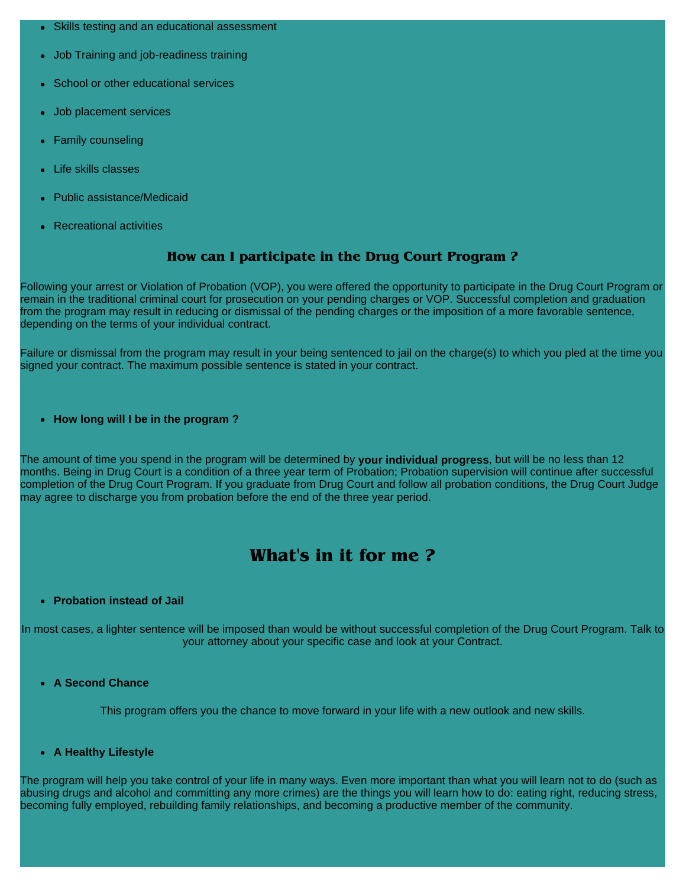- Skills testing and an educational assessment
- Job Training and job-readiness training
- School or other educational services
- Job placement services
- Family counseling
- Life skills classes
- Public assistance/Medicaid
- Recreational activities

### How can I participate in the Drug Court Program ?

Following your arrest or Violation of Probation (VOP), you were offered the opportunity to participate in the Drug Court Program or remain in the traditional criminal court for prosecution on your pending charges or VOP. Successful completion and graduation from the program may result in reducing or dismissal of the pending charges or the imposition of a more favorable sentence, depending on the terms of your individual contract.

Failure or dismissal from the program may result in your being sentenced to jail on the charge(s) to which you pled at the time you signed your contract. The maximum possible sentence is stated in your contract.

- **How long will I be in the program ?**

The amount of time you spend in the program will be determined by **your individual progress**, but will be no less than 12 months. Being in Drug Court is a condition of a three year term of Probation; Probation supervision will continue after successful completion of the Drug Court Program. If you graduate from Drug Court and follow all probation conditions, the Drug Court Judge may agree to discharge you from probation before the end of the three year period.

## What's in it for me ?

- **Probation instead of Jail**

In most cases, a lighter sentence will be imposed than would be without successful completion of the Drug Court Program. Talk to your attorney about your specific case and look at your Contract.

- **A Second Chance**

This program offers you the chance to move forward in your life with a new outlook and new skills.

- **A Healthy Lifestyle**

The program will help you take control of your life in many ways. Even more important than what you will learn not to do (such as abusing drugs and alcohol and committing any more crimes) are the things you will learn how to do: eating right, reducing stress, becoming fully employed, rebuilding family relationships, and becoming a productive member of the community.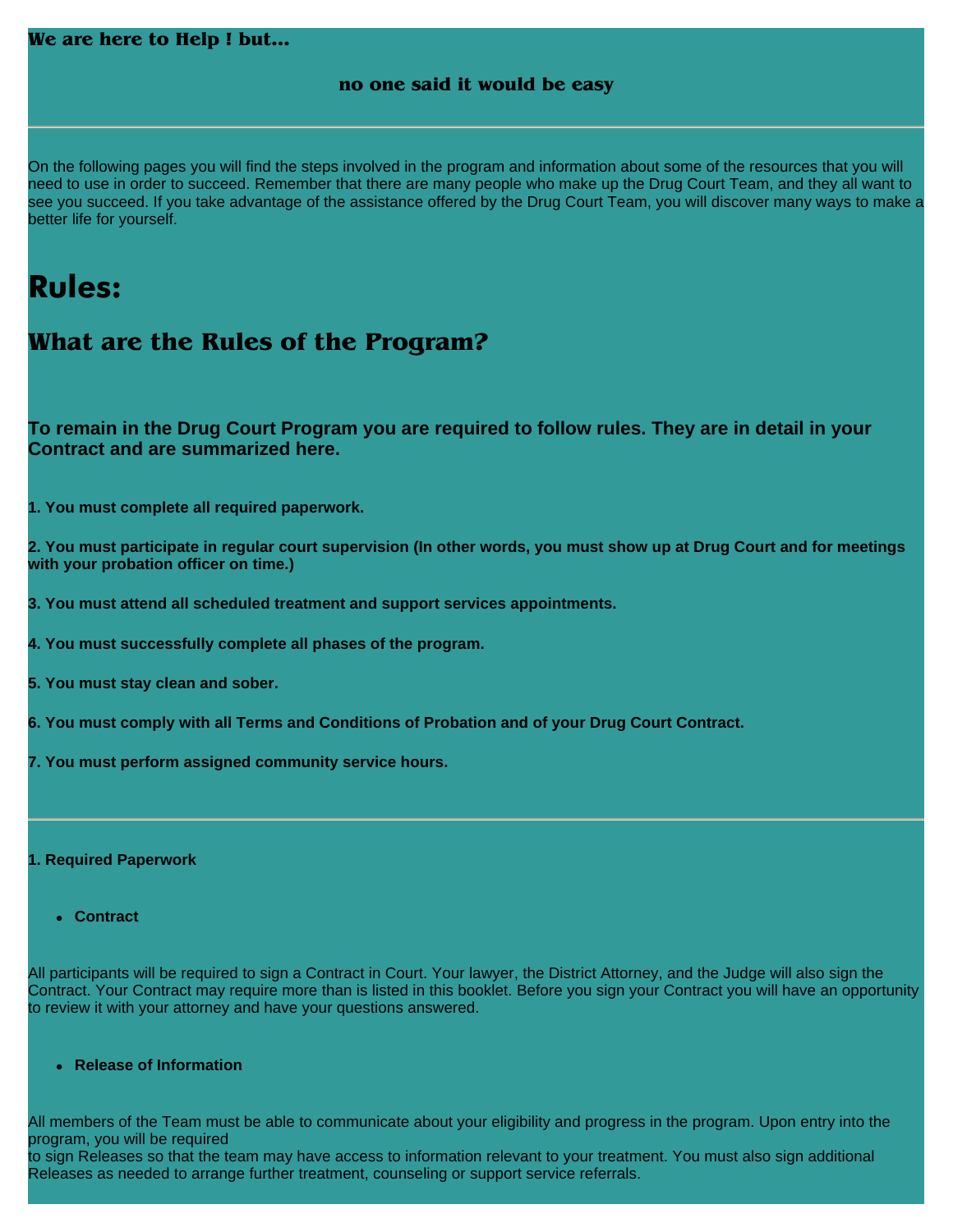**We are here to Help ! but...**

**no one said it would be easy**

---

On the following pages you will find the steps involved in the program and information about some of the resources that you will need to use in order to succeed. Remember that there are many people who make up the Drug Court Team, and they all want to see you succeed. If you take advantage of the assistance offered by the Drug Court Team, you will discover many ways to make a better life for yourself.

# Rules:

## What are the Rules of the Program?

### To remain in the Drug Court Program you are required to follow rules. They are in detail in your Contract and are summarized here.

**1. You must complete all required paperwork.**

**2. You must participate in regular court supervision (In other words, you must show up at Drug Court and for meetings with your probation officer on time.)**

**3. You must attend all scheduled treatment and support services appointments.**

**4. You must successfully complete all phases of the program.**

**5. You must stay clean and sober.**

**6. You must comply with all Terms and Conditions of Probation and of your Drug Court Contract.**

**7. You must perform assigned community service hours.**

---

**1. Required Paperwork**

- **Contract**

All participants will be required to sign a Contract in Court. Your lawyer, the District Attorney, and the Judge will also sign the Contract. Your Contract may require more than is listed in this booklet. Before you sign your Contract you will have an opportunity to review it with your attorney and have your questions answered.

- **Release of Information**

All members of the Team must be able to communicate about your eligibility and progress in the program. Upon entry into the program, you will be required to sign Releases so that the team may have access to information relevant to your treatment. You must also sign additional Releases as needed to arrange further treatment, counseling or support service referrals.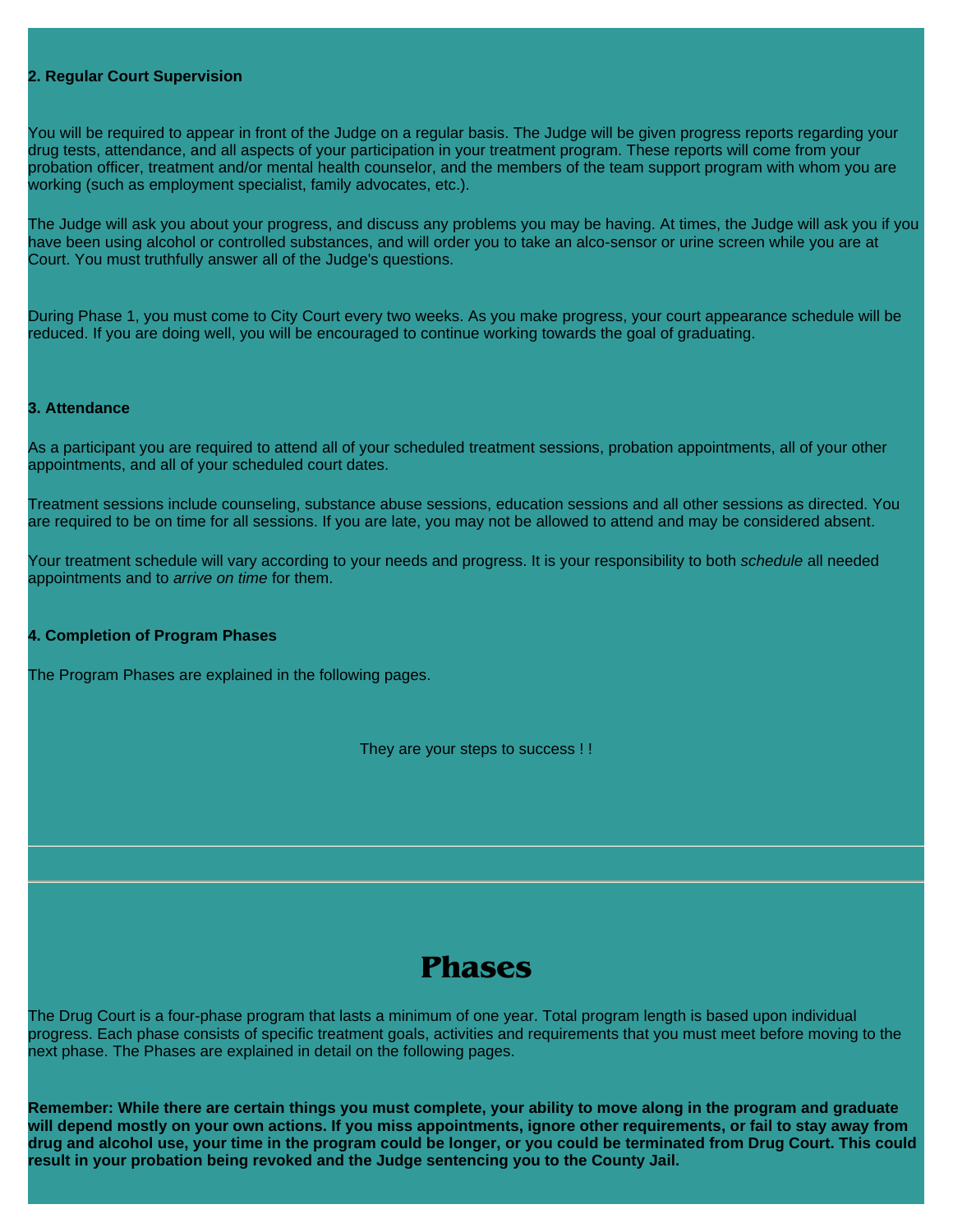**2. Regular Court Supervision**

You will be required to appear in front of the Judge on a regular basis. The Judge will be given progress reports regarding your drug tests, attendance, and all aspects of your participation in your treatment program. These reports will come from your probation officer, treatment and/or mental health counselor, and the members of the team support program with whom you are working (such as employment specialist, family advocates, etc.).

The Judge will ask you about your progress, and discuss any problems you may be having. At times, the Judge will ask you if you have been using alcohol or controlled substances, and will order you to take an alco-sensor or urine screen while you are at Court. You must truthfully answer all of the Judge's questions.

During Phase 1, you must come to City Court every two weeks. As you make progress, your court appearance schedule will be reduced. If you are doing well, you will be encouraged to continue working towards the goal of graduating.

**3. Attendance**

As a participant you are required to attend all of your scheduled treatment sessions, probation appointments, all of your other appointments, and all of your scheduled court dates.

Treatment sessions include counseling, substance abuse sessions, education sessions and all other sessions as directed. You are required to be on time for all sessions. If you are late, you may not be allowed to attend and may be considered absent.

Your treatment schedule will vary according to your needs and progress. It is your responsibility to both *schedule* all needed appointments and to *arrive on time* for them.

**4. Completion of Program Phases**

The Program Phases are explained in the following pages.

They are your steps to success ! !

---

# Phases

The Drug Court is a four-phase program that lasts a minimum of one year. Total program length is based upon individual progress. Each phase consists of specific treatment goals, activities and requirements that you must meet before moving to the next phase. The Phases are explained in detail on the following pages.

**Remember: While there are certain things you must complete, your ability to move along in the program and graduate will depend mostly on your own actions. If you miss appointments, ignore other requirements, or fail to stay away from drug and alcohol use, your time in the program could be longer, or you could be terminated from Drug Court. This could result in your probation being revoked and the Judge sentencing you to the County Jail.**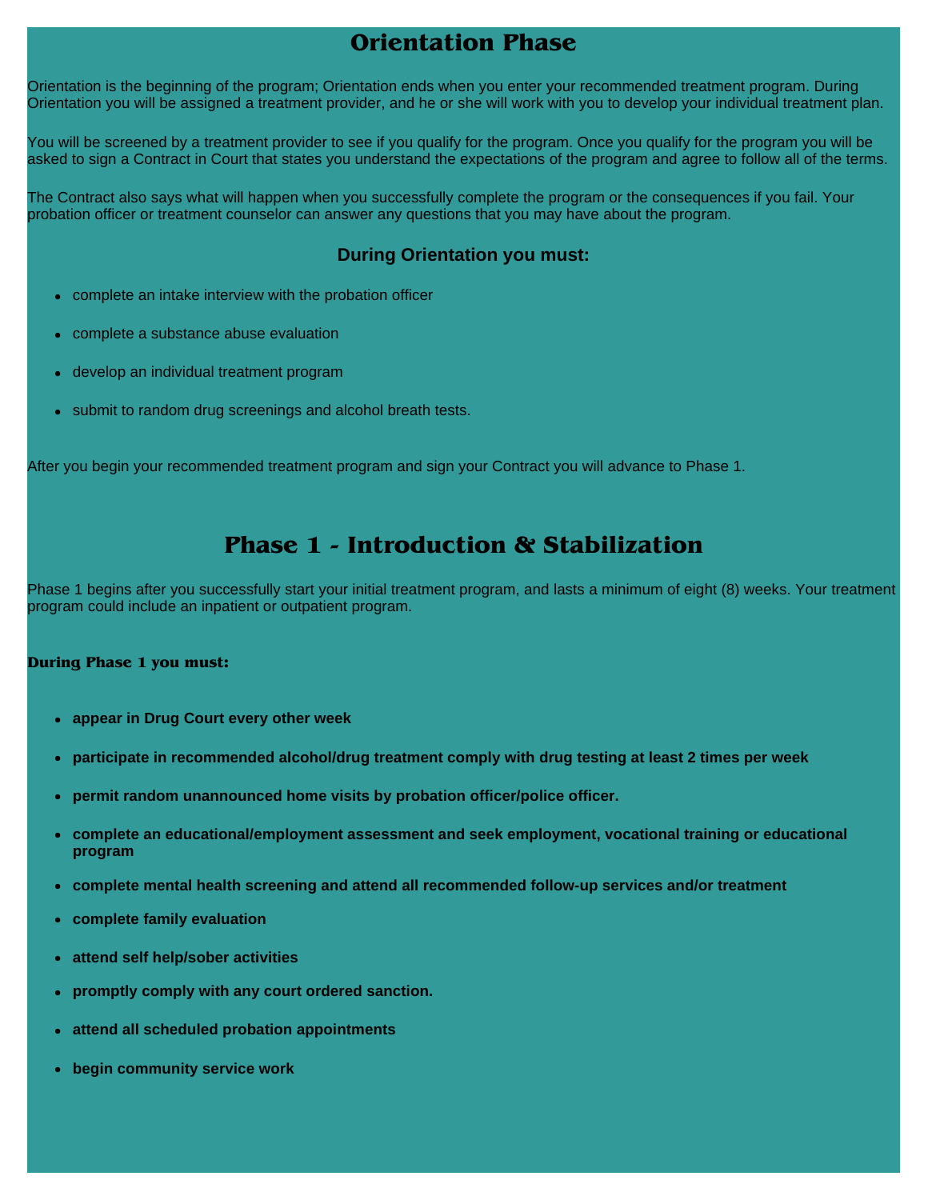# Orientation Phase

Orientation is the beginning of the program; Orientation ends when you enter your recommended treatment program. During Orientation you will be assigned a treatment provider, and he or she will work with you to develop your individual treatment plan.

You will be screened by a treatment provider to see if you qualify for the program. Once you qualify for the program you will be asked to sign a Contract in Court that states you understand the expectations of the program and agree to follow all of the terms.

The Contract also says what will happen when you successfully complete the program or the consequences if you fail. Your probation officer or treatment counselor can answer any questions that you may have about the program.

### During Orientation you must:

- complete an intake interview with the probation officer
- complete a substance abuse evaluation
- develop an individual treatment program
- submit to random drug screenings and alcohol breath tests.

After you begin your recommended treatment program and sign your Contract you will advance to Phase 1.

# Phase 1 - Introduction & Stabilization

Phase 1 begins after you successfully start your initial treatment program, and lasts a minimum of eight (8) weeks. Your treatment program could include an inpatient or outpatient program.

**During Phase 1 you must:**

- **appear in Drug Court every other week**
- **participate in recommended alcohol/drug treatment comply with drug testing at least 2 times per week**
- **permit random unannounced home visits by probation officer/police officer.**
- **complete an educational/employment assessment and seek employment, vocational training or educational program**
- **complete mental health screening and attend all recommended follow-up services and/or treatment**
- **complete family evaluation**
- **attend self help/sober activities**
- **promptly comply with any court ordered sanction.**
- **attend all scheduled probation appointments**
- **begin community service work**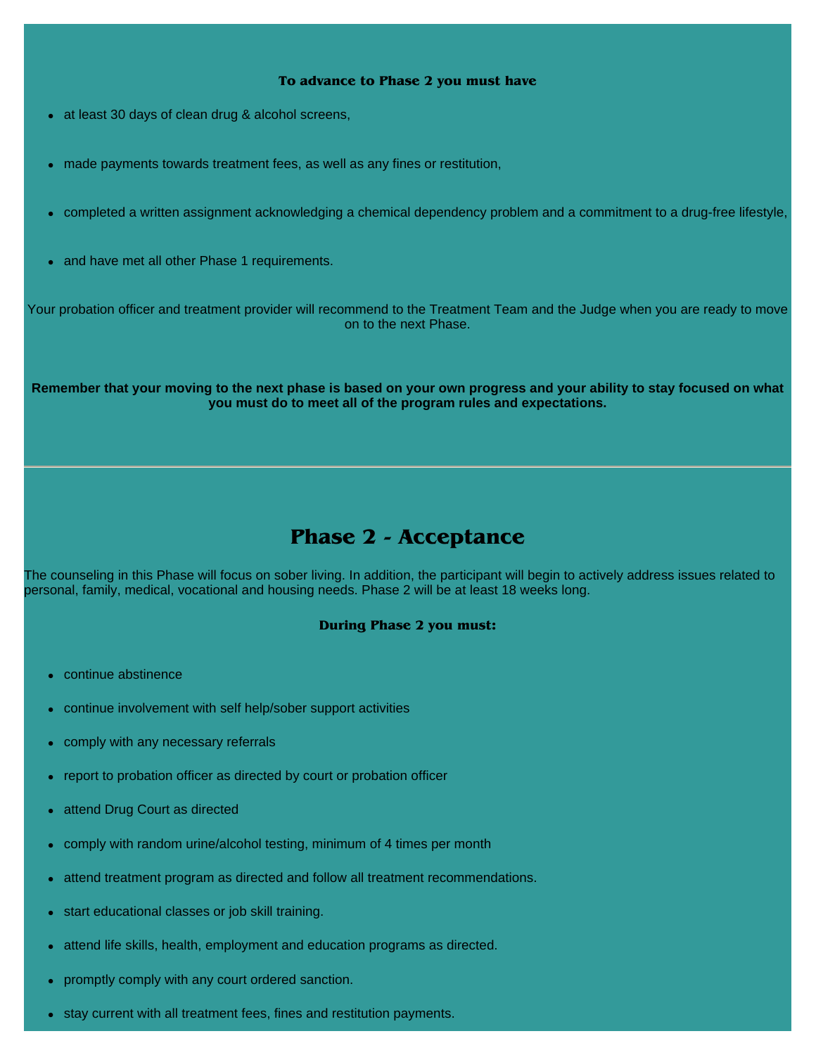**To advance to Phase 2 you must have**

- at least 30 days of clean drug & alcohol screens,
- made payments towards treatment fees, as well as any fines or restitution,
- completed a written assignment acknowledging a chemical dependency problem and a commitment to a drug-free lifestyle,
- and have met all other Phase 1 requirements.

Your probation officer and treatment provider will recommend to the Treatment Team and the Judge when you are ready to move on to the next Phase.

**Remember that your moving to the next phase is based on your own progress and your ability to stay focused on what you must do to meet all of the program rules and expectations.**

---

## Phase 2 - Acceptance

The counseling in this Phase will focus on sober living. In addition, the participant will begin to actively address issues related to personal, family, medical, vocational and housing needs. Phase 2 will be at least 18 weeks long.

**During Phase 2 you must:**

- continue abstinence
- continue involvement with self help/sober support activities
- comply with any necessary referrals
- report to probation officer as directed by court or probation officer
- attend Drug Court as directed
- comply with random urine/alcohol testing, minimum of 4 times per month
- attend treatment program as directed and follow all treatment recommendations.
- start educational classes or job skill training.
- attend life skills, health, employment and education programs as directed.
- promptly comply with any court ordered sanction.
- stay current with all treatment fees, fines and restitution payments.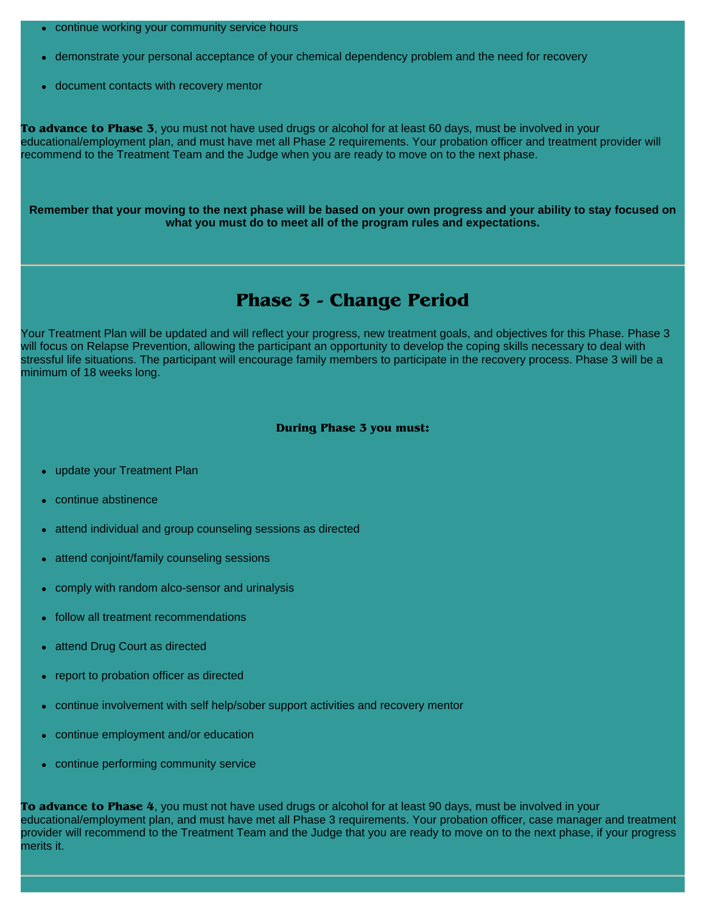- continue working your community service hours
- demonstrate your personal acceptance of your chemical dependency problem and the need for recovery
- document contacts with recovery mentor

**To advance to Phase 3**, you must not have used drugs or alcohol for at least 60 days, must be involved in your educational/employment plan, and must have met all Phase 2 requirements. Your probation officer and treatment provider will recommend to the Treatment Team and the Judge when you are ready to move on to the next phase.

**Remember that your moving to the next phase will be based on your own progress and your ability to stay focused on what you must do to meet all of the program rules and expectations.**

---

## Phase 3 - Change Period

Your Treatment Plan will be updated and will reflect your progress, new treatment goals, and objectives for this Phase. Phase 3 will focus on Relapse Prevention, allowing the participant an opportunity to develop the coping skills necessary to deal with stressful life situations. The participant will encourage family members to participate in the recovery process. Phase 3 will be a minimum of 18 weeks long.

**During Phase 3 you must:**

- update your Treatment Plan
- continue abstinence
- attend individual and group counseling sessions as directed
- attend conjoint/family counseling sessions
- comply with random alco-sensor and urinalysis
- follow all treatment recommendations
- attend Drug Court as directed
- report to probation officer as directed
- continue involvement with self help/sober support activities and recovery mentor
- continue employment and/or education
- continue performing community service

**To advance to Phase 4**, you must not have used drugs or alcohol for at least 90 days, must be involved in your educational/employment plan, and must have met all Phase 3 requirements. Your probation officer, case manager and treatment provider will recommend to the Treatment Team and the Judge that you are ready to move on to the next phase, if your progress merits it.

---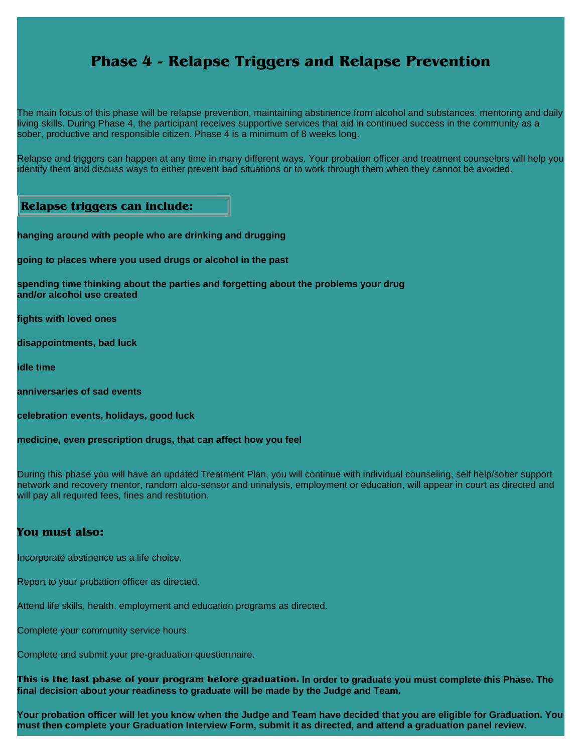# Phase 4 - Relapse Triggers and Relapse Prevention

The main focus of this phase will be relapse prevention, maintaining abstinence from alcohol and substances, mentoring and daily living skills. During Phase 4, the participant receives supportive services that aid in continued success in the community as a sober, productive and responsible citizen. Phase 4 is a minimum of 8 weeks long.

Relapse and triggers can happen at any time in many different ways. Your probation officer and treatment counselors will help you identify them and discuss ways to either prevent bad situations or to work through them when they cannot be avoided.

## Relapse triggers can include:

**hanging around with people who are drinking and drugging**

**going to places where you used drugs or alcohol in the past**

**spending time thinking about the parties and forgetting about the problems your drug and/or alcohol use created**

**fights with loved ones**

**disappointments, bad luck**

**idle time**

**anniversaries of sad events**

**celebration events, holidays, good luck**

**medicine, even prescription drugs, that can affect how you feel**

During this phase you will have an updated Treatment Plan, you will continue with individual counseling, self help/sober support network and recovery mentor, random alco-sensor and urinalysis, employment or education, will appear in court as directed and will pay all required fees, fines and restitution.

## You must also:

Incorporate abstinence as a life choice.

Report to your probation officer as directed.

Attend life skills, health, employment and education programs as directed.

Complete your community service hours.

Complete and submit your pre-graduation questionnaire.

**This is the last phase of your program before graduation. In order to graduate you must complete this Phase. The final decision about your readiness to graduate will be made by the Judge and Team.**

**Your probation officer will let you know when the Judge and Team have decided that you are eligible for Graduation. You must then complete your Graduation Interview Form, submit it as directed, and attend a graduation panel review.**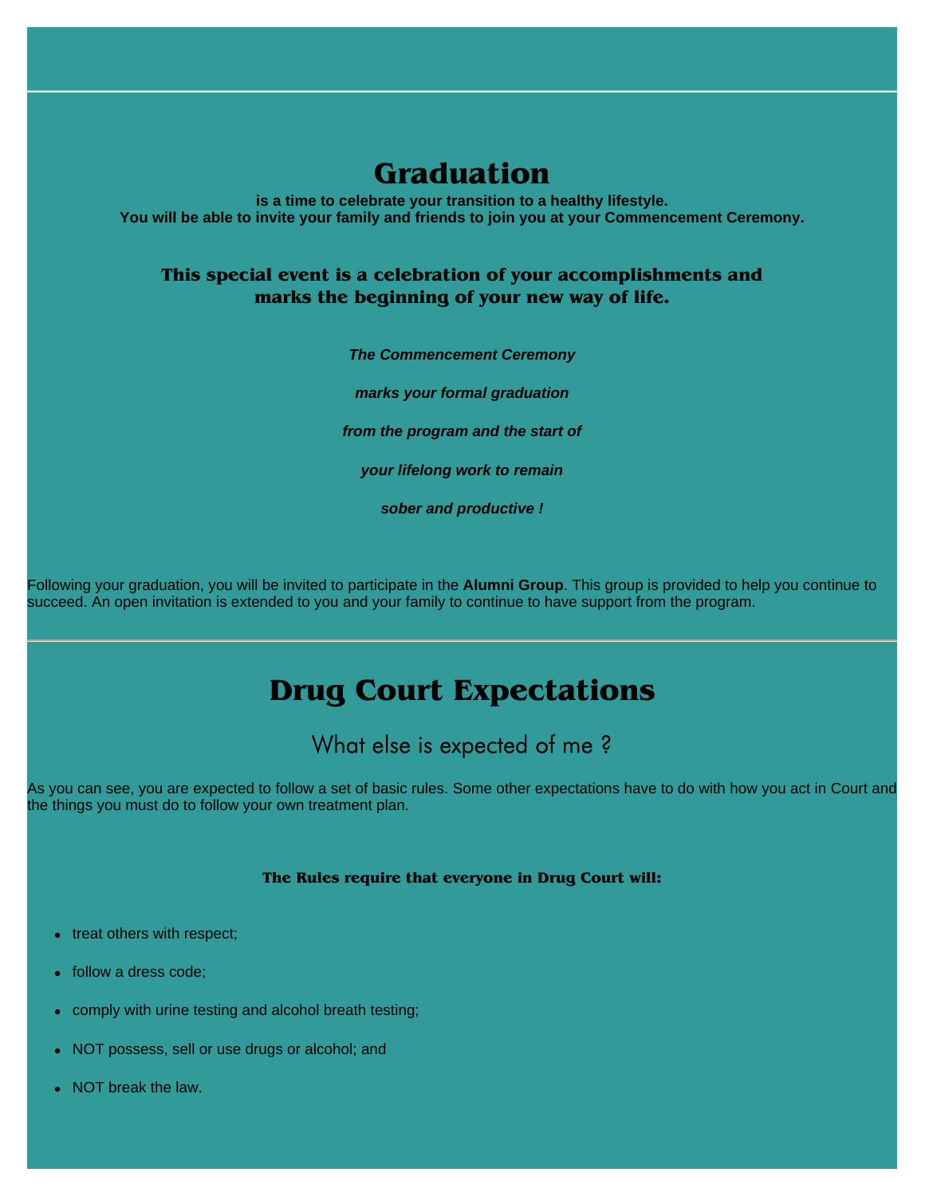# Graduation

**is a time to celebrate your transition to a healthy lifestyle.**
**You will be able to invite your family and friends to join you at your Commencement Ceremony.**

### This special event is a celebration of your accomplishments and marks the beginning of your new way of life.

***The Commencement Ceremony***

***marks your formal graduation***

***from the program and the start of***

***your lifelong work to remain***

***sober and productive !***

Following your graduation, you will be invited to participate in the **Alumni Group**. This group is provided to help you continue to succeed. An open invitation is extended to you and your family to continue to have support from the program.

---

# Drug Court Expectations

## What else is expected of me ?

As you can see, you are expected to follow a set of basic rules. Some other expectations have to do with how you act in Court and the things you must do to follow your own treatment plan.

**The Rules require that everyone in Drug Court will:**

- treat others with respect;
- follow a dress code;
- comply with urine testing and alcohol breath testing;
- NOT possess, sell or use drugs or alcohol; and
- NOT break the law.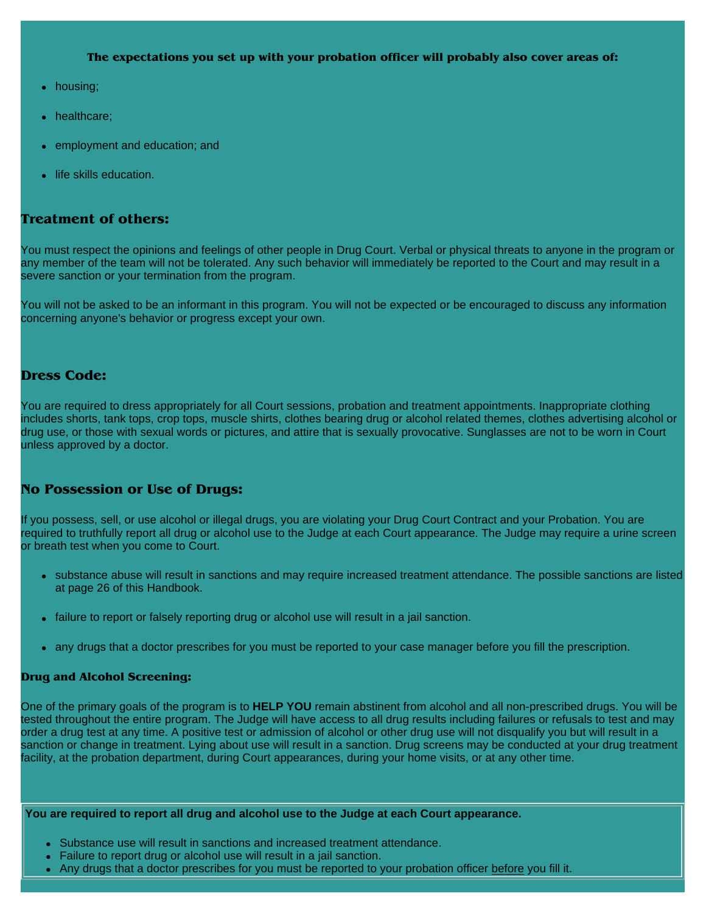**The expectations you set up with your probation officer will probably also cover areas of:**

- housing;
- healthcare;
- employment and education; and
- life skills education.

## Treatment of others:

You must respect the opinions and feelings of other people in Drug Court. Verbal or physical threats to anyone in the program or any member of the team will not be tolerated. Any such behavior will immediately be reported to the Court and may result in a severe sanction or your termination from the program.

You will not be asked to be an informant in this program. You will not be expected or be encouraged to discuss any information concerning anyone's behavior or progress except your own.

## Dress Code:

You are required to dress appropriately for all Court sessions, probation and treatment appointments. Inappropriate clothing includes shorts, tank tops, crop tops, muscle shirts, clothes bearing drug or alcohol related themes, clothes advertising alcohol or drug use, or those with sexual words or pictures, and attire that is sexually provocative. Sunglasses are not to be worn in Court unless approved by a doctor.

## No Possession or Use of Drugs:

If you possess, sell, or use alcohol or illegal drugs, you are violating your Drug Court Contract and your Probation. You are required to truthfully report all drug or alcohol use to the Judge at each Court appearance. The Judge may require a urine screen or breath test when you come to Court.

- substance abuse will result in sanctions and may require increased treatment attendance. The possible sanctions are listed at page 26 of this Handbook.
- failure to report or falsely reporting drug or alcohol use will result in a jail sanction.
- any drugs that a doctor prescribes for you must be reported to your case manager before you fill the prescription.

### Drug and Alcohol Screening:

One of the primary goals of the program is to **HELP YOU** remain abstinent from alcohol and all non-prescribed drugs. You will be tested throughout the entire program. The Judge will have access to all drug results including failures or refusals to test and may order a drug test at any time. A positive test or admission of alcohol or other drug use will not disqualify you but will result in a sanction or change in treatment. Lying about use will result in a sanction. Drug screens may be conducted at your drug treatment facility, at the probation department, during Court appearances, during your home visits, or at any other time.

**You are required to report all drug and alcohol use to the Judge at each Court appearance.**

- Substance use will result in sanctions and increased treatment attendance.
- Failure to report drug or alcohol use will result in a jail sanction.
- Any drugs that a doctor prescribes for you must be reported to your probation officer before you fill it.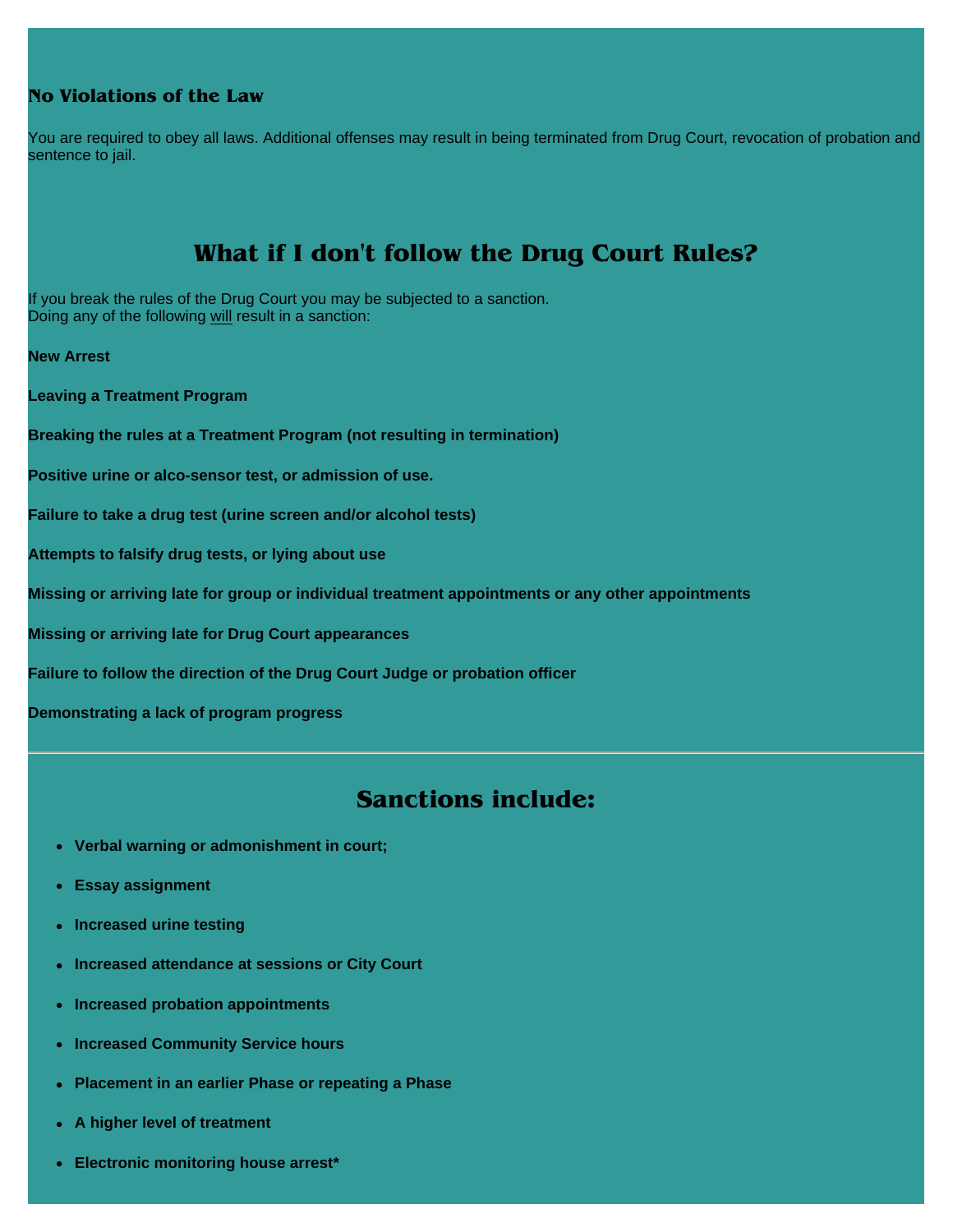### No Violations of the Law

You are required to obey all laws. Additional offenses may result in being terminated from Drug Court, revocation of probation and sentence to jail.

## What if I don't follow the Drug Court Rules?

If you break the rules of the Drug Court you may be subjected to a sanction.
Doing any of the following <u>will</u> result in a sanction:

**New Arrest**

**Leaving a Treatment Program**

**Breaking the rules at a Treatment Program (not resulting in termination)**

**Positive urine or alco-sensor test, or admission of use.**

**Failure to take a drug test (urine screen and/or alcohol tests)**

**Attempts to falsify drug tests, or lying about use**

**Missing or arriving late for group or individual treatment appointments or any other appointments**

**Missing or arriving late for Drug Court appearances**

**Failure to follow the direction of the Drug Court Judge or probation officer**

**Demonstrating a lack of program progress**

---

## Sanctions include:

- **Verbal warning or admonishment in court;**
- **Essay assignment**
- **Increased urine testing**
- **Increased attendance at sessions or City Court**
- **Increased probation appointments**
- **Increased Community Service hours**
- **Placement in an earlier Phase or repeating a Phase**
- **A higher level of treatment**
- **Electronic monitoring house arrest***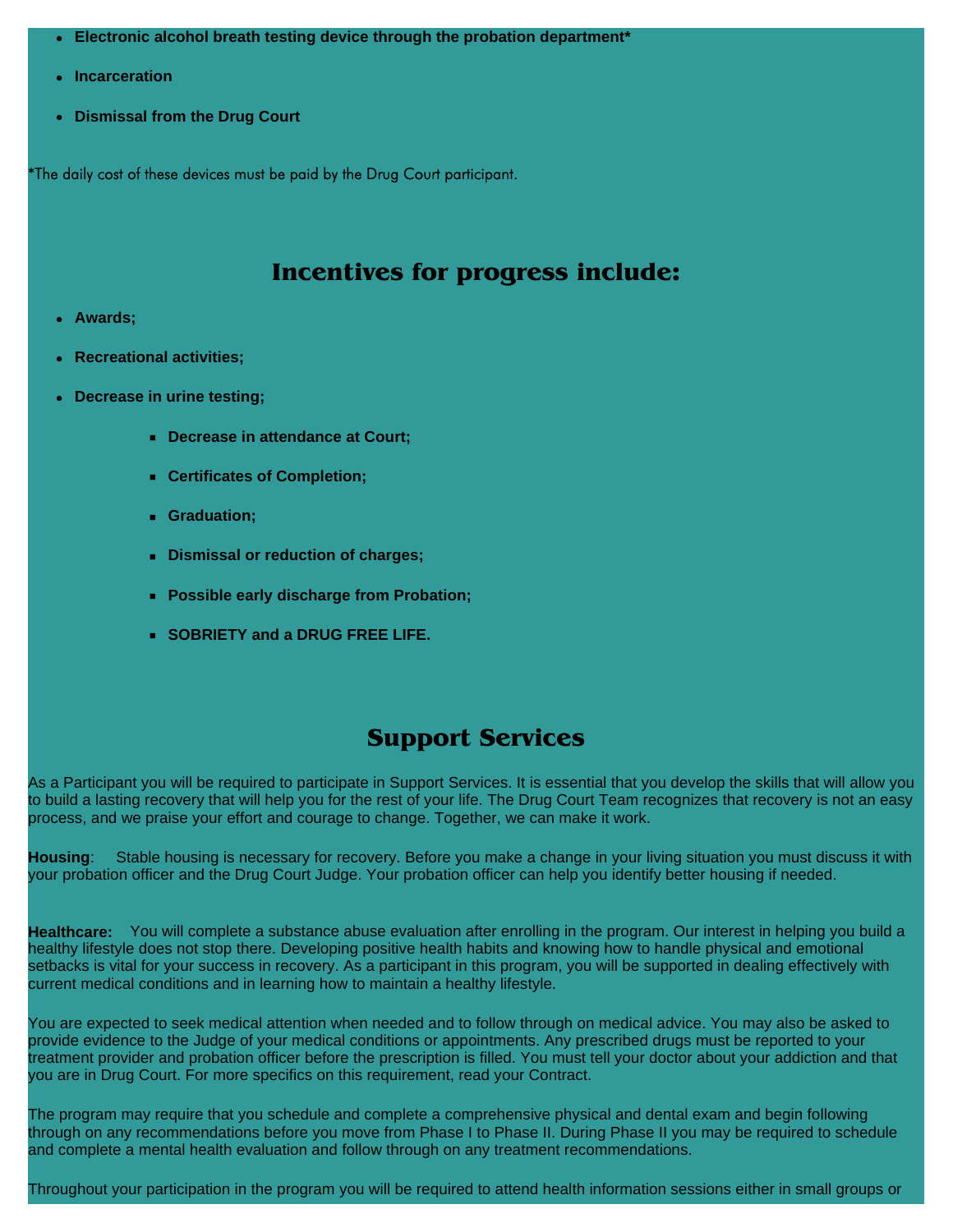- **Electronic alcohol breath testing device through the probation department***
- **Incarceration**
- **Dismissal from the Drug Court**

*The daily cost of these devices must be paid by the Drug Court participant.

## Incentives for progress include:

- **Awards;**
- **Recreational activities;**
- **Decrease in urine testing;**
    - **Decrease in attendance at Court;**
    - **Certificates of Completion;**
    - **Graduation;**
    - **Dismissal or reduction of charges;**
    - **Possible early discharge from Probation;**
    - **SOBRIETY and a DRUG FREE LIFE.**

## Support Services

As a Participant you will be required to participate in Support Services. It is essential that you develop the skills that will allow you to build a lasting recovery that will help you for the rest of your life. The Drug Court Team recognizes that recovery is not an easy process, and we praise your effort and courage to change. Together, we can make it work.

**Housing**: Stable housing is necessary for recovery. Before you make a change in your living situation you must discuss it with your probation officer and the Drug Court Judge. Your probation officer can help you identify better housing if needed.

**Healthcare:** You will complete a substance abuse evaluation after enrolling in the program. Our interest in helping you build a healthy lifestyle does not stop there. Developing positive health habits and knowing how to handle physical and emotional setbacks is vital for your success in recovery. As a participant in this program, you will be supported in dealing effectively with current medical conditions and in learning how to maintain a healthy lifestyle.

You are expected to seek medical attention when needed and to follow through on medical advice. You may also be asked to provide evidence to the Judge of your medical conditions or appointments. Any prescribed drugs must be reported to your treatment provider and probation officer before the prescription is filled. You must tell your doctor about your addiction and that you are in Drug Court. For more specifics on this requirement, read your Contract.

The program may require that you schedule and complete a comprehensive physical and dental exam and begin following through on any recommendations before you move from Phase I to Phase II. During Phase II you may be required to schedule and complete a mental health evaluation and follow through on any treatment recommendations.

Throughout your participation in the program you will be required to attend health information sessions either in small groups or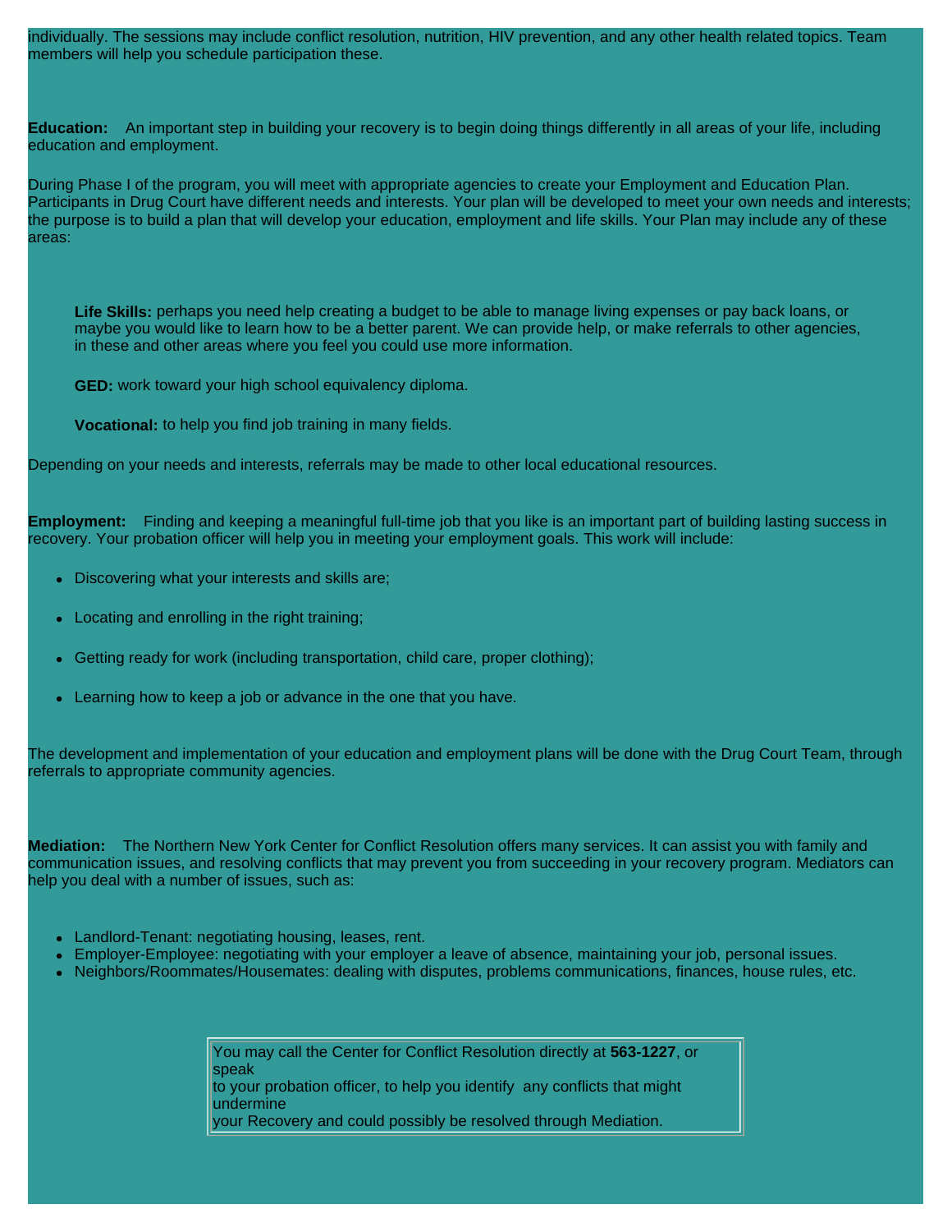individually. The sessions may include conflict resolution, nutrition, HIV prevention, and any other health related topics. Team members will help you schedule participation these.

**Education:** An important step in building your recovery is to begin doing things differently in all areas of your life, including education and employment.

During Phase I of the program, you will meet with appropriate agencies to create your Employment and Education Plan. Participants in Drug Court have different needs and interests. Your plan will be developed to meet your own needs and interests; the purpose is to build a plan that will develop your education, employment and life skills. Your Plan may include any of these areas:

> **Life Skills:** perhaps you need help creating a budget to be able to manage living expenses or pay back loans, or maybe you would like to learn how to be a better parent. We can provide help, or make referrals to other agencies, in these and other areas where you feel you could use more information.
>
> **GED:** work toward your high school equivalency diploma.
>
> **Vocational:** to help you find job training in many fields.

Depending on your needs and interests, referrals may be made to other local educational resources.

**Employment:** Finding and keeping a meaningful full-time job that you like is an important part of building lasting success in recovery. Your probation officer will help you in meeting your employment goals. This work will include:

- Discovering what your interests and skills are;
- Locating and enrolling in the right training;
- Getting ready for work (including transportation, child care, proper clothing);
- Learning how to keep a job or advance in the one that you have.

The development and implementation of your education and employment plans will be done with the Drug Court Team, through referrals to appropriate community agencies.

**Mediation:** The Northern New York Center for Conflict Resolution offers many services. It can assist you with family and communication issues, and resolving conflicts that may prevent you from succeeding in your recovery program. Mediators can help you deal with a number of issues, such as:

- Landlord-Tenant: negotiating housing, leases, rent.
- Employer-Employee: negotiating with your employer a leave of absence, maintaining your job, personal issues.
- Neighbors/Roommates/Housemates: dealing with disputes, problems communications, finances, house rules, etc.

> You may call the Center for Conflict Resolution directly at **563-1227**, or speak to your probation officer, to help you identify any conflicts that might undermine your Recovery and could possibly be resolved through Mediation.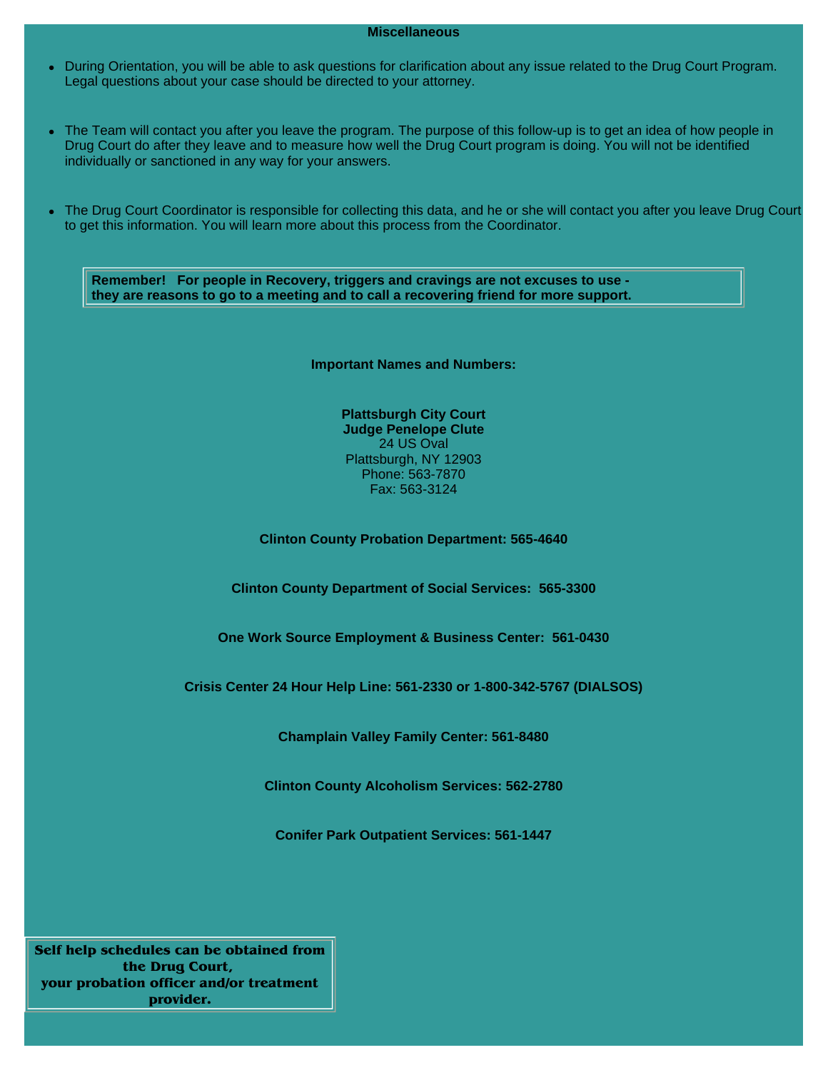## Miscellaneous

- During Orientation, you will be able to ask questions for clarification about any issue related to the Drug Court Program. Legal questions about your case should be directed to your attorney.

- The Team will contact you after you leave the program. The purpose of this follow-up is to get an idea of how people in Drug Court do after they leave and to measure how well the Drug Court program is doing. You will not be identified individually or sanctioned in any way for your answers.

- The Drug Court Coordinator is responsible for collecting this data, and he or she will contact you after you leave Drug Court to get this information. You will learn more about this process from the Coordinator.

**Remember! For people in Recovery, triggers and cravings are not excuses to use - they are reasons to go to a meeting and to call a recovering friend for more support.**

**Important Names and Numbers:**

**Plattsburgh City Court**
**Judge Penelope Clute**
24 US Oval
Plattsburgh, NY 12903
Phone: 563-7870
Fax: 563-3124

**Clinton County Probation Department: 565-4640**

**Clinton County Department of Social Services: 565-3300**

**One Work Source Employment & Business Center: 561-0430**

**Crisis Center 24 Hour Help Line: 561-2330 or 1-800-342-5767 (DIALSOS)**

**Champlain Valley Family Center: 561-8480**

**Clinton County Alcoholism Services: 562-2780**

**Conifer Park Outpatient Services: 561-1447**

**Self help schedules can be obtained from the Drug Court, your probation officer and/or treatment provider.**